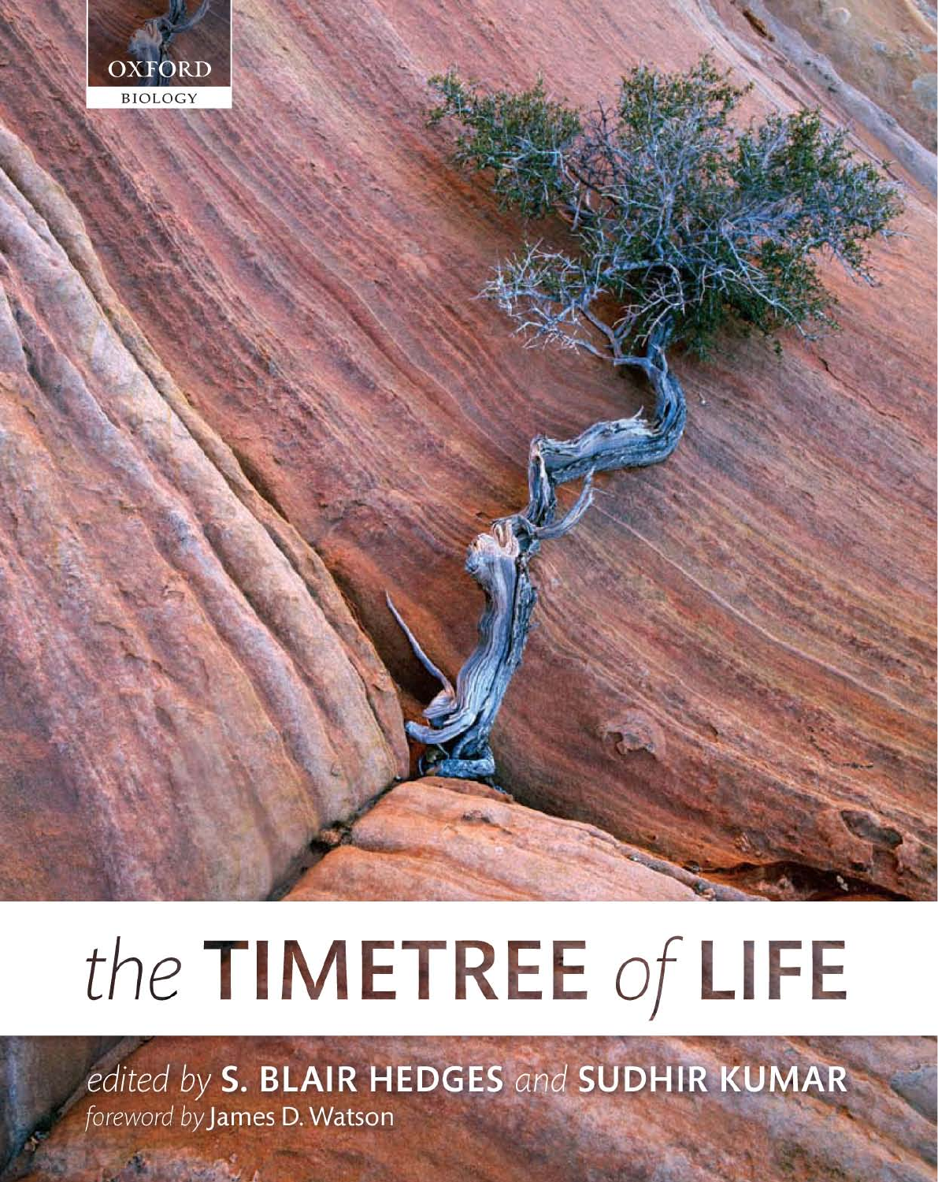OXFORD

BIOLOGY

# *the* TIMETREE *of* LIFE

*edited by* **S. BLAIR HEDGES** *and* **SUDHIR KUMAR**

*foreword by* James D. Watson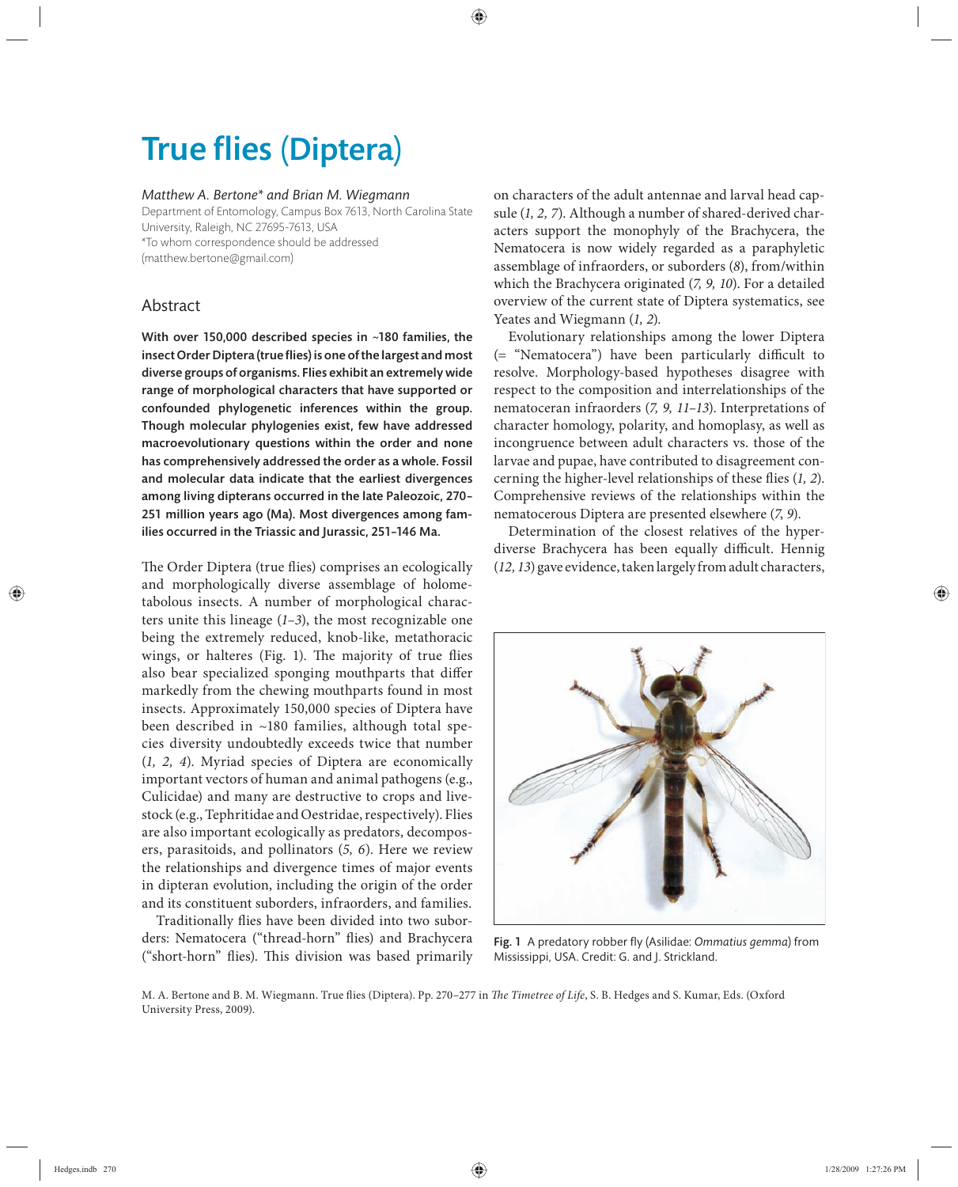# True flies (Diptera)

*Matthew A. Bertone\* and Brian M. Wiegmann*

Department of Entomology, Campus Box 7613, North Carolina State University, Raleigh, NC 27695-7613, USA

\*To whom correspondence should be addressed (matthew.bertone@gmail.com)

## Abstract

**With over 150,000 described species in ~180 families, the insect Order Diptera (true flies) is one of the largest and most diverse groups of organisms. Flies exhibit an extremely wide range of morphological characters that have supported or confounded phylogenetic inferences within the group. Though molecular phylogenies exist, few have addressed macroevolutionary questions within the order and none has comprehensively addressed the order as a whole. Fossil and molecular data indicate that the earliest divergences among living dipterans occurred in the late Paleozoic, 270–251 million years ago (Ma). Most divergences among families occurred in the Triassic and Jurassic, 251–146 Ma.**

The Order Diptera (true flies) comprises an ecologically and morphologically diverse assemblage of holometabolous insects. A number of morphological characters unite this lineage (*1–3*), the most recognizable one being the extremely reduced, knob-like, metathoracic wings, or halteres (Fig. 1). The majority of true flies also bear specialized sponging mouthparts that differ markedly from the chewing mouthparts found in most insects. Approximately 150,000 species of Diptera have been described in ~180 families, although total species diversity undoubtedly exceeds twice that number (*1, 2, 4*). Myriad species of Diptera are economically important vectors of human and animal pathogens (e.g., Culicidae) and many are destructive to crops and livestock (e.g., Tephritidae and Oestridae, respectively). Flies are also important ecologically as predators, decomposers, parasitoids, and pollinators (*5, 6*). Here we review the relationships and divergence times of major events in dipteran evolution, including the origin of the order and its constituent suborders, infraorders, and families.

Traditionally flies have been divided into two suborders: Nematocera ("thread-horn" flies) and Brachycera ("short-horn" flies). This division was based primarily on characters of the adult antennae and larval head capsule (*1, 2, 7*). Although a number of shared-derived characters support the monophyly of the Brachycera, the Nematocera is now widely regarded as a paraphyletic assemblage of infraorders, or suborders (*8*), from/within which the Brachycera originated (*7, 9, 10*). For a detailed overview of the current state of Diptera systematics, see Yeates and Wiegmann (*1, 2*).

Evolutionary relationships among the lower Diptera (= "Nematocera") have been particularly difficult to resolve. Morphology-based hypotheses disagree with respect to the composition and interrelationships of the nematoceran infraorders (*7, 9, 11–13*). Interpretations of character homology, polarity, and homoplasy, as well as incongruence between adult characters vs. those of the larvae and pupae, have contributed to disagreement concerning the higher-level relationships of these flies (*1, 2*). Comprehensive reviews of the relationships within the nematocerous Diptera are presented elsewhere (*7, 9*).

Determination of the closest relatives of the hyperdiverse Brachycera has been equally difficult. Hennig (*12, 13*) gave evidence, taken largely from adult characters,

**Fig. 1** A predatory robber fly (Asilidae: *Ommatius gemma*) from Mississippi, USA. Credit: G. and J. Strickland.

M. A. Bertone and B. M. Wiegmann. True flies (Diptera). Pp. 270–277 in *The Timetree of Life*, S. B. Hedges and S. Kumar, Eds. (Oxford University Press, 2009).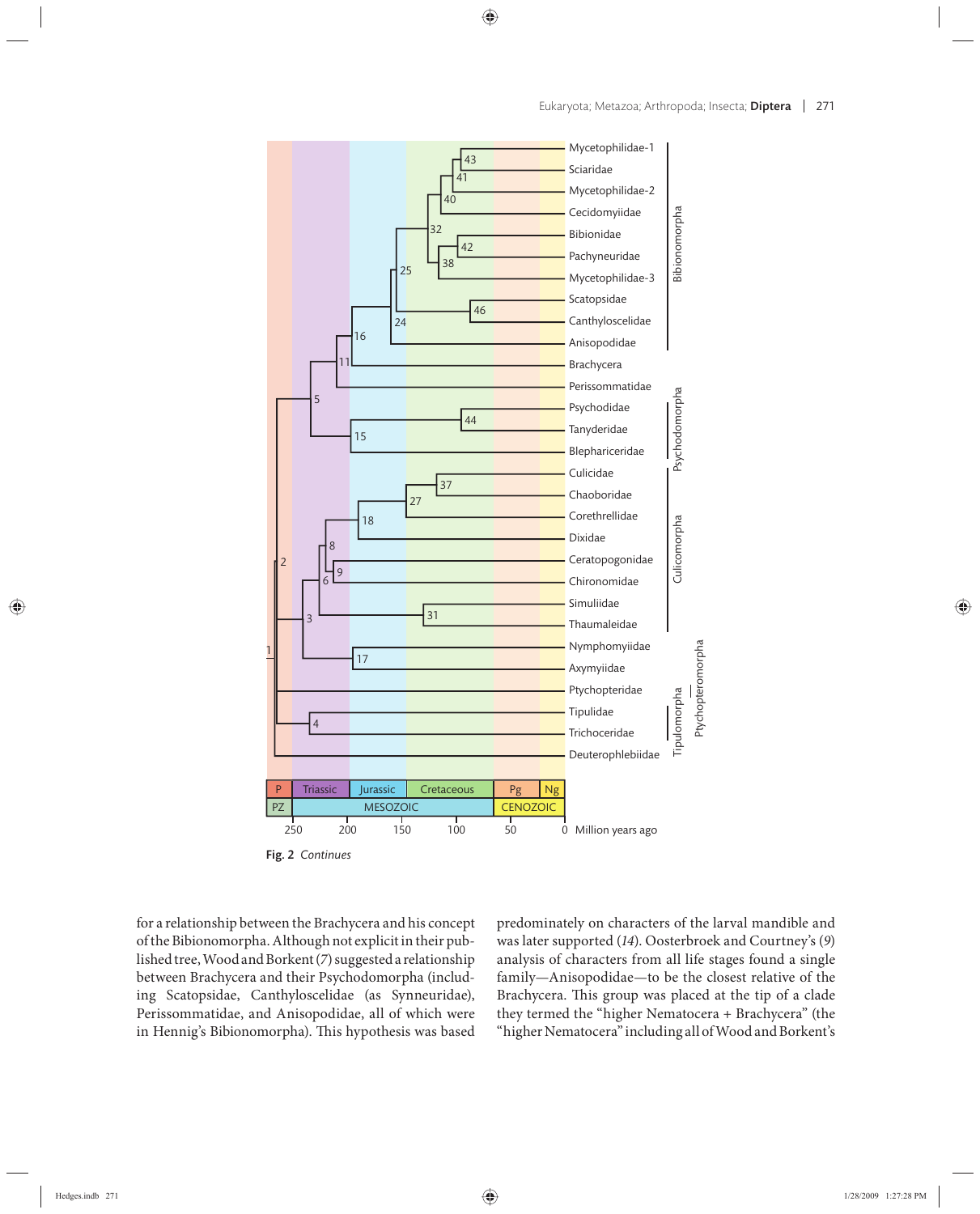Fig. 2 *Continues*

for a relationship between the Brachycera and his concept of the Bibionomorpha. Although not explicit in their published tree, Wood and Borkent (*7*) suggested a relationship between Brachycera and their Psychodomorpha (including Scatopsidae, Canthyloscelidae (as Synneuridae), Perissommatidae, and Anisopodidae, all of which were in Hennig's Bibionomorpha). This hypothesis was based predominately on characters of the larval mandible and was later supported (*14*). Oosterbroek and Courtney's (*9*) analysis of characters from all life stages found a single family—Anisopodidae—to be the closest relative of the Brachycera. This group was placed at the tip of a clade they termed the "higher Nematocera + Brachycera" (the "higher Nematocera" including all of Wood and Borkent's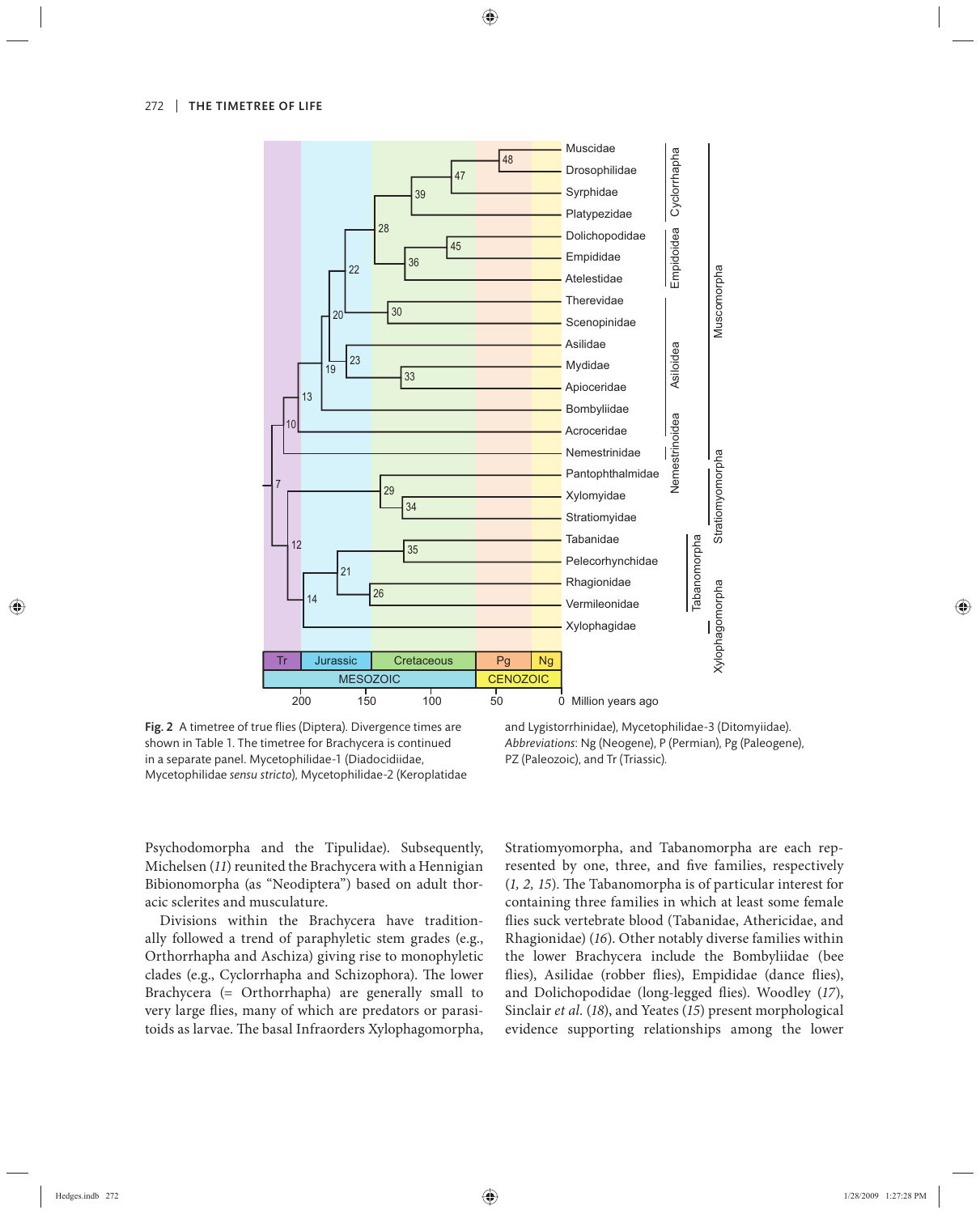**Fig. 2** A timetree of true flies (Diptera). Divergence times are shown in Table 1. The timetree for Brachycera is continued in a separate panel. Mycetophilidae-1 (Diadocidiidae, Mycetophilidae *sensu stricto*), Mycetophilidae-2 (Keroplatidae and Lygistorrhinidae), Mycetophilidae-3 (Ditomyiidae). *Abbreviations*: Ng (Neogene), P (Permian), Pg (Paleogene), PZ (Paleozoic), and Tr (Triassic).

Psychodomorpha and the Tipulidae). Subsequently, Michelsen (*11*) reunited the Brachycera with a Hennigian Bibionomorpha (as "Neodiptera") based on adult thoracic sclerites and musculature.

Divisions within the Brachycera have traditionally followed a trend of paraphyletic stem grades (e.g., Orthorrhapha and Aschiza) giving rise to monophyletic clades (e.g., Cyclorrhapha and Schizophora). The lower Brachycera (= Orthorrhapha) are generally small to very large flies, many of which are predators or parasitoids as larvae. The basal Infraorders Xylophagomorpha, Stratiomyomorpha, and Tabanomorpha are each represented by one, three, and five families, respectively (*1, 2, 15*). The Tabanomorpha is of particular interest for containing three families in which at least some female flies suck vertebrate blood (Tabanidae, Athericidae, and Rhagionidae) (*16*). Other notably diverse families within the lower Brachycera include the Bombyliidae (bee flies), Asilidae (robber flies), Empididae (dance flies), and Dolichopodidae (long-legged flies). Woodley (*17*), Sinclair *et al.* (*18*), and Yeates (*15*) present morphological evidence supporting relationships among the lower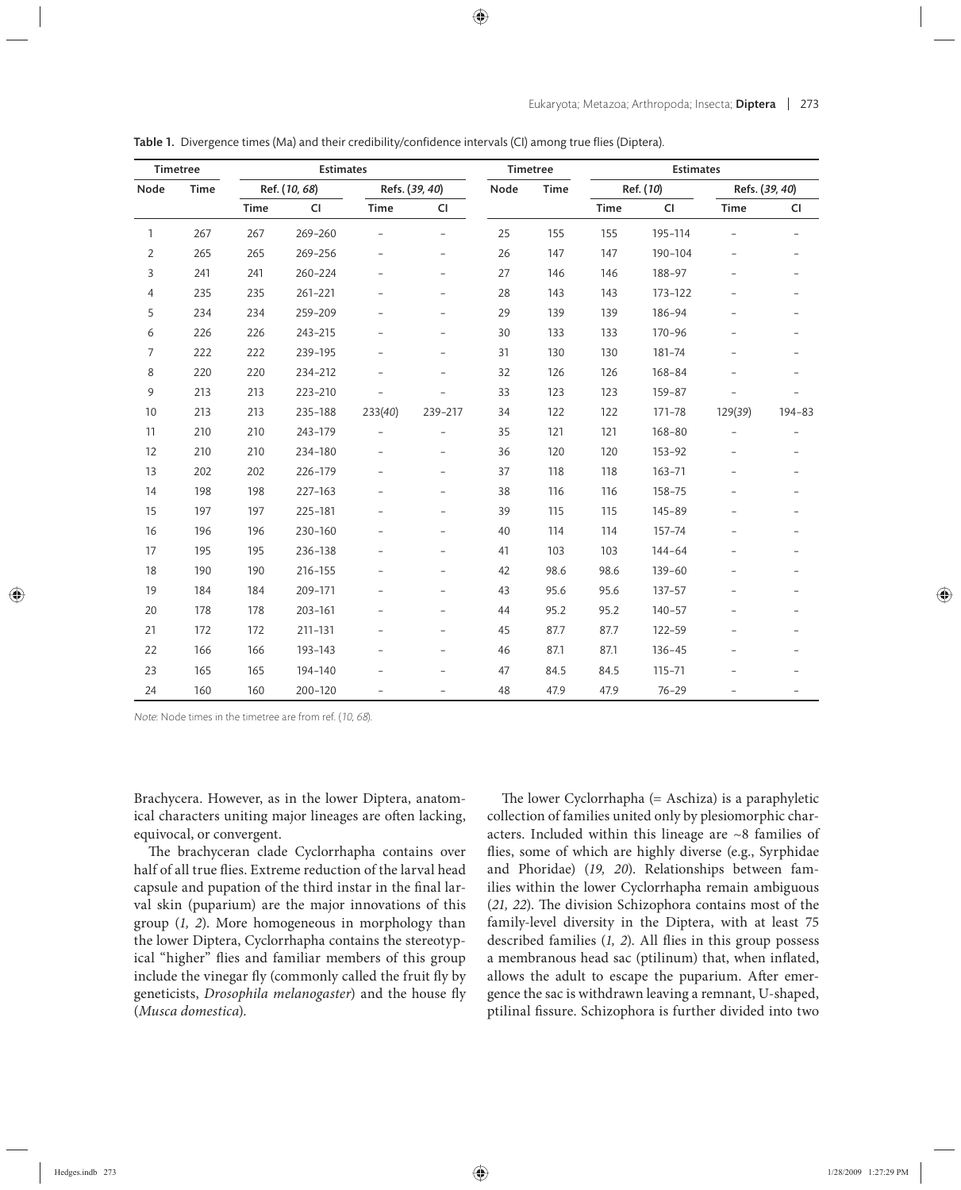Table 1. Divergence times (Ma) and their credibility/confidence intervals (CI) among true flies (Diptera).

| Timetree | | Estimates | | | | Timetree | | Estimates | | | |
|---|---|---|---|---|---|---|---|---|---|---|---|
| Node | Time | Ref. (*10, 68*) | | Refs. (*39, 40*) | | Node | Time | Ref. (*10*) | | Refs. (*39, 40*) | |
| | | Time | CI | Time | CI | | | Time | CI | Time | CI |
| 1 | 267 | 267 | 269–260 | – | – | 25 | 155 | 155 | 195–114 | – | – |
| 2 | 265 | 265 | 269–256 | – | – | 26 | 147 | 147 | 190–104 | – | – |
| 3 | 241 | 241 | 260–224 | – | – | 27 | 146 | 146 | 188–97 | – | – |
| 4 | 235 | 235 | 261–221 | – | – | 28 | 143 | 143 | 173–122 | – | – |
| 5 | 234 | 234 | 259–209 | – | – | 29 | 139 | 139 | 186–94 | – | – |
| 6 | 226 | 226 | 243–215 | – | – | 30 | 133 | 133 | 170–96 | – | – |
| 7 | 222 | 222 | 239–195 | – | – | 31 | 130 | 130 | 181–74 | – | – |
| 8 | 220 | 220 | 234–212 | – | – | 32 | 126 | 126 | 168–84 | – | – |
| 9 | 213 | 213 | 223–210 | – | – | 33 | 123 | 123 | 159–87 | – | – |
| 10 | 213 | 213 | 235–188 | 233(*40*) | 239–217 | 34 | 122 | 122 | 171–78 | 129(*39*) | 194–83 |
| 11 | 210 | 210 | 243–179 | – | – | 35 | 121 | 121 | 168–80 | – | – |
| 12 | 210 | 210 | 234–180 | – | – | 36 | 120 | 120 | 153–92 | – | – |
| 13 | 202 | 202 | 226–179 | – | – | 37 | 118 | 118 | 163–71 | – | – |
| 14 | 198 | 198 | 227–163 | – | – | 38 | 116 | 116 | 158–75 | – | – |
| 15 | 197 | 197 | 225–181 | – | – | 39 | 115 | 115 | 145–89 | – | – |
| 16 | 196 | 196 | 230–160 | – | – | 40 | 114 | 114 | 157–74 | – | – |
| 17 | 195 | 195 | 236–138 | – | – | 41 | 103 | 103 | 144–64 | – | – |
| 18 | 190 | 190 | 216–155 | – | – | 42 | 98.6 | 98.6 | 139–60 | – | – |
| 19 | 184 | 184 | 209–171 | – | – | 43 | 95.6 | 95.6 | 137–57 | – | – |
| 20 | 178 | 178 | 203–161 | – | – | 44 | 95.2 | 95.2 | 140–57 | – | – |
| 21 | 172 | 172 | 211–131 | – | – | 45 | 87.7 | 87.7 | 122–59 | – | – |
| 22 | 166 | 166 | 193–143 | – | – | 46 | 87.1 | 87.1 | 136–45 | – | – |
| 23 | 165 | 165 | 194–140 | – | – | 47 | 84.5 | 84.5 | 115–71 | – | – |
| 24 | 160 | 160 | 200–120 | – | – | 48 | 47.9 | 47.9 | 76–29 | – | – |

*Note*: Node times in the timetree are from ref. (*10, 68*).

Brachycera. However, as in the lower Diptera, anatomical characters uniting major lineages are often lacking, equivocal, or convergent.

The brachyceran clade Cyclorrhapha contains over half of all true flies. Extreme reduction of the larval head capsule and pupation of the third instar in the final larval skin (puparium) are the major innovations of this group (*1, 2*). More homogeneous in morphology than the lower Diptera, Cyclorrhapha contains the stereotypical "higher" flies and familiar members of this group include the vinegar fly (commonly called the fruit fly by geneticists, *Drosophila melanogaster*) and the house fly (*Musca domestica*).

The lower Cyclorrhapha (= Aschiza) is a paraphyletic collection of families united only by plesiomorphic characters. Included within this lineage are ~8 families of flies, some of which are highly diverse (e.g., Syrphidae and Phoridae) (*19, 20*). Relationships between families within the lower Cyclorrhapha remain ambiguous (*21, 22*). The division Schizophora contains most of the family-level diversity in the Diptera, with at least 75 described families (*1, 2*). All flies in this group possess a membranous head sac (ptilinum) that, when inflated, allows the adult to escape the puparium. After emergence the sac is withdrawn leaving a remnant, U-shaped, ptilinal fissure. Schizophora is further divided into two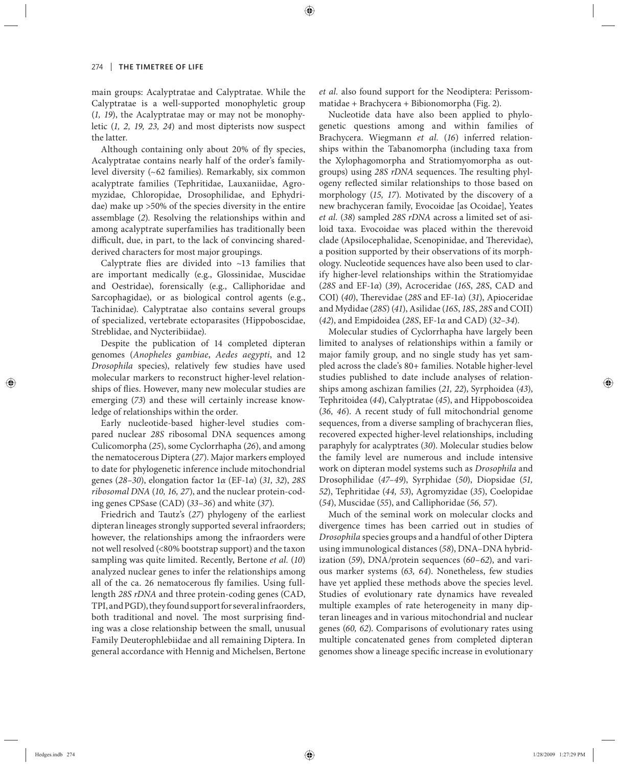main groups: Acalyptratae and Calyptratae. While the Calyptratae is a well-supported monophyletic group (*1, 19*), the Acalyptratae may or may not be monophyletic (*1, 2, 19, 23, 24*) and most dipterists now suspect the latter.

Although containing only about 20% of fly species, Acalyptratae contains nearly half of the order's family-level diversity (~62 families). Remarkably, six common acalyptrate families (Tephritidae, Lauxaniidae, Agromyzidae, Chloropidae, Drosophilidae, and Ephydridae) make up >50% of the species diversity in the entire assemblage (*2*). Resolving the relationships within and among acalyptrate superfamilies has traditionally been difficult, due, in part, to the lack of convincing shared-derived characters for most major groupings.

Calyptrate flies are divided into ~13 families that are important medically (e.g., Glossinidae, Muscidae and Oestridae), forensically (e.g., Calliphoridae and Sarcophagidae), or as biological control agents (e.g., Tachinidae). Calyptratae also contains several groups of specialized, vertebrate ectoparasites (Hippoboscidae, Streblidae, and Nycteribiidae).

Despite the publication of 14 completed dipteran genomes (*Anopheles gambiae*, *Aedes aegypti*, and 12 *Drosophila* species), relatively few studies have used molecular markers to reconstruct higher-level relationships of flies. However, many new molecular studies are emerging (*73*) and these will certainly increase knowledge of relationships within the order.

Early nucleotide-based higher-level studies compared nuclear *28S* ribosomal DNA sequences among Culicomorpha (*25*), some Cyclorrhapha (*26*), and among the nematocerous Diptera (*27*). Major markers employed to date for phylogenetic inference include mitochondrial genes (*28–30*), elongation factor 1$\alpha$ (EF-1$\alpha$) (*31, 32*), *28S ribosomal DNA* (*10, 16, 27*), and the nuclear protein-coding genes CPSase (CAD) (*33–36*) and white (*37*).

Friedrich and Tautz's (*27*) phylogeny of the earliest dipteran lineages strongly supported several infraorders; however, the relationships among the infraorders were not well resolved (<80% bootstrap support) and the taxon sampling was quite limited. Recently, Bertone *et al.* (*10*) analyzed nuclear genes to infer the relationships among all of the ca. 26 nematocerous fly families. Using full-length *28S rDNA* and three protein-coding genes (CAD, TPI, and PGD), they found support for several infraorders, both traditional and novel. The most surprising finding was a close relationship between the small, unusual Family Deuterophlebiidae and all remaining Diptera. In general accordance with Hennig and Michelsen, Bertone *et al.* also found support for the Neodiptera: Perissommatidae + Brachycera + Bibionomorpha (Fig. 2).

Nucleotide data have also been applied to phylogenetic questions among and within families of Brachycera. Wiegmann *et al.* (*16*) inferred relationships within the Tabanomorpha (including taxa from the Xylophagomorpha and Stratiomyomorpha as outgroups) using *28S rDNA* sequences. The resulting phylogeny reflected similar relationships to those based on morphology (*15, 17*). Motivated by the discovery of a new brachyceran family, Evocoidae [as Ocoidae], Yeates *et al.* (*38*) sampled *28S rDNA* across a limited set of asiloid taxa. Evocoidae was placed within the therevoid clade (Apsilocephalidae, Scenopinidae, and Therevidae), a position supported by their observations of its morphology. Nucleotide sequences have also been used to clarify higher-level relationships within the Stratiomyidae (*28S* and EF-1$\alpha$) (*39*), Acroceridae (*16S*, *28S*, CAD and COI) (*40*), Therevidae (*28S* and EF-1$\alpha$) (*31*), Apioceridae and Mydidae (*28S*) (*41*), Asilidae (*16S*, *18S*, *28S* and COII) (*42*), and Empidoidea (*28S*, EF-1$\alpha$ and CAD) (*32–34*).

Molecular studies of Cyclorrhapha have largely been limited to analyses of relationships within a family or major family group, and no single study has yet sampled across the clade's 80+ families. Notable higher-level studies published to date include analyses of relationships among aschizan families (*21, 22*), Syrphoidea (*43*), Tephritoidea (*44*), Calyptratae (*45*), and Hippoboscoidea (*36, 46*). A recent study of full mitochondrial genome sequences, from a diverse sampling of brachyceran flies, recovered expected higher-level relationships, including paraphyly for acalyptrates (*30*). Molecular studies below the family level are numerous and include intensive work on dipteran model systems such as *Drosophila* and Drosophilidae (*47–49*), Syrphidae (*50*), Diopsidae (*51, 52*), Tephritidae (*44, 53*), Agromyzidae (*35*), Coelopidae (*54*), Muscidae (*55*), and Calliphoridae (*56, 57*).

Much of the seminal work on molecular clocks and divergence times has been carried out in studies of *Drosophila* species groups and a handful of other Diptera using immunological distances (*58*), DNA–DNA hybridization (*59*), DNA/protein sequences (*60–62*), and various marker systems (*63, 64*). Nonetheless, few studies have yet applied these methods above the species level. Studies of evolutionary rate dynamics have revealed multiple examples of rate heterogeneity in many dipteran lineages and in various mitochondrial and nuclear genes (*60, 62*). Comparisons of evolutionary rates using multiple concatenated genes from completed dipteran genomes show a lineage specific increase in evolutionary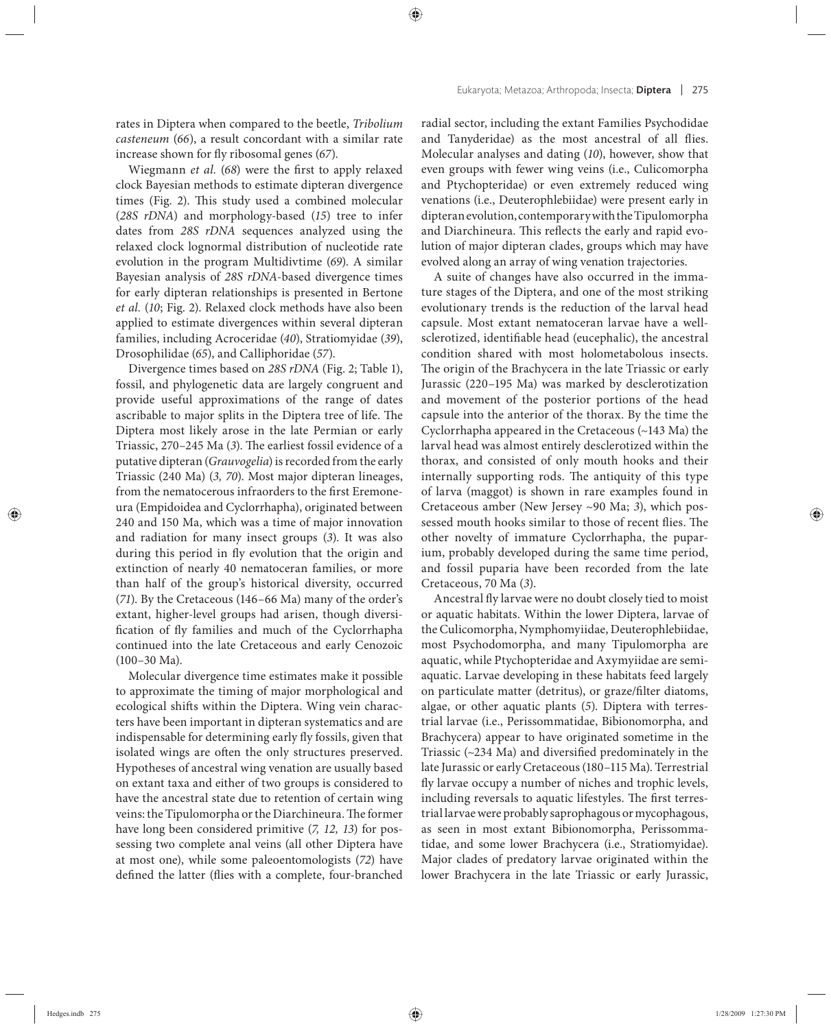rates in Diptera when compared to the beetle, *Tribolium casteneum* (*66*), a result concordant with a similar rate increase shown for fly ribosomal genes (*67*).

Wiegmann *et al.* (*68*) were the first to apply relaxed clock Bayesian methods to estimate dipteran divergence times (Fig. 2). This study used a combined molecular (*28S rDNA*) and morphology-based (*15*) tree to infer dates from *28S rDNA* sequences analyzed using the relaxed clock lognormal distribution of nucleotide rate evolution in the program Multidivtime (*69*). A similar Bayesian analysis of *28S rDNA*-based divergence times for early dipteran relationships is presented in Bertone *et al.* (*10*; Fig. 2). Relaxed clock methods have also been applied to estimate divergences within several dipteran families, including Acroceridae (*40*), Stratiomyidae (*39*), Drosophilidae (*65*), and Calliphoridae (*57*).

Divergence times based on *28S rDNA* (Fig. 2; Table 1), fossil, and phylogenetic data are largely congruent and provide useful approximations of the range of dates ascribable to major splits in the Diptera tree of life. The Diptera most likely arose in the late Permian or early Triassic, 270–245 Ma (*3*). The earliest fossil evidence of a putative dipteran (*Grauvogelia*) is recorded from the early Triassic (240 Ma) (*3, 70*). Most major dipteran lineages, from the nematocerous infraorders to the first Eremoneura (Empidoidea and Cyclorrhapha), originated between 240 and 150 Ma, which was a time of major innovation and radiation for many insect groups (*3*). It was also during this period in fly evolution that the origin and extinction of nearly 40 nematoceran families, or more than half of the group's historical diversity, occurred (*71*). By the Cretaceous (146–66 Ma) many of the order's extant, higher-level groups had arisen, though diversification of fly families and much of the Cyclorrhapha continued into the late Cretaceous and early Cenozoic (100–30 Ma).

Molecular divergence time estimates make it possible to approximate the timing of major morphological and ecological shifts within the Diptera. Wing vein characters have been important in dipteran systematics and are indispensable for determining early fly fossils, given that isolated wings are often the only structures preserved. Hypotheses of ancestral wing venation are usually based on extant taxa and either of two groups is considered to have the ancestral state due to retention of certain wing veins: the Tipulomorpha or the Diarchineura. The former have long been considered primitive (*7, 12, 13*) for possessing two complete anal veins (all other Diptera have at most one), while some paleoentomologists (*72*) have defined the latter (flies with a complete, four-branched radial sector, including the extant Families Psychodidae and Tanyderidae) as the most ancestral of all flies. Molecular analyses and dating (*10*), however, show that even groups with fewer wing veins (i.e., Culicomorpha and Ptychopteridae) or even extremely reduced wing venations (i.e., Deuterophlebiidae) were present early in dipteran evolution, contemporary with the Tipulomorpha and Diarchineura. This reflects the early and rapid evolution of major dipteran clades, groups which may have evolved along an array of wing venation trajectories.

A suite of changes have also occurred in the immature stages of the Diptera, and one of the most striking evolutionary trends is the reduction of the larval head capsule. Most extant nematoceran larvae have a well-sclerotized, identifiable head (eucephalic), the ancestral condition shared with most holometabolous insects. The origin of the Brachycera in the late Triassic or early Jurassic (220–195 Ma) was marked by desclerotization and movement of the posterior portions of the head capsule into the anterior of the thorax. By the time the Cyclorrhapha appeared in the Cretaceous (~143 Ma) the larval head was almost entirely desclerotized within the thorax, and consisted of only mouth hooks and their internally supporting rods. The antiquity of this type of larva (maggot) is shown in rare examples found in Cretaceous amber (New Jersey ~90 Ma; *3*), which possessed mouth hooks similar to those of recent flies. The other novelty of immature Cyclorrhapha, the puparium, probably developed during the same time period, and fossil puparia have been recorded from the late Cretaceous, 70 Ma (*3*).

Ancestral fly larvae were no doubt closely tied to moist or aquatic habitats. Within the lower Diptera, larvae of the Culicomorpha, Nymphomyiidae, Deuterophlebiidae, most Psychodomorpha, and many Tipulomorpha are aquatic, while Ptychopteridae and Axymyiidae are semi-aquatic. Larvae developing in these habitats feed largely on particulate matter (detritus), or graze/filter diatoms, algae, or other aquatic plants (*5*). Diptera with terrestrial larvae (i.e., Perissommatidae, Bibionomorpha, and Brachycera) appear to have originated sometime in the Triassic (~234 Ma) and diversified predominately in the late Jurassic or early Cretaceous (180–115 Ma). Terrestrial fly larvae occupy a number of niches and trophic levels, including reversals to aquatic lifestyles. The first terrestrial larvae were probably saprophagous or mycophagous, as seen in most extant Bibionomorpha, Perissommatidae, and some lower Brachycera (i.e., Stratiomyidae). Major clades of predatory larvae originated within the lower Brachycera in the late Triassic or early Jurassic,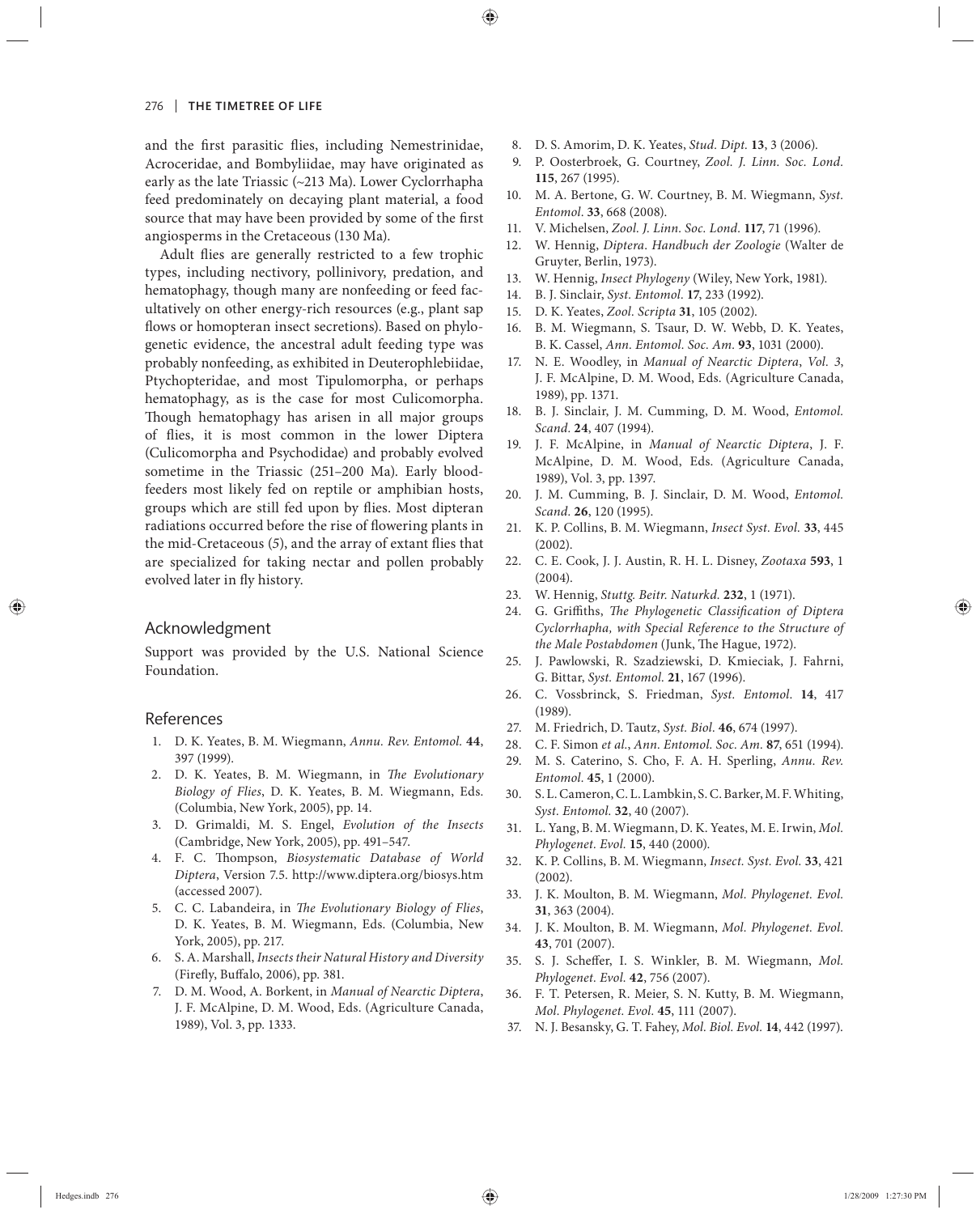and the first parasitic flies, including Nemestrinidae, Acroceridae, and Bombyliidae, may have originated as early as the late Triassic (~213 Ma). Lower Cyclorrhapha feed predominately on decaying plant material, a food source that may have been provided by some of the first angiosperms in the Cretaceous (130 Ma).

Adult flies are generally restricted to a few trophic types, including nectivory, pollinivory, predation, and hematophagy, though many are nonfeeding or feed facultatively on other energy-rich resources (e.g., plant sap flows or homopteran insect secretions). Based on phylogenetic evidence, the ancestral adult feeding type was probably nonfeeding, as exhibited in Deuterophlebiidae, Ptychopteridae, and most Tipulomorpha, or perhaps hematophagy, as is the case for most Culicomorpha. Though hematophagy has arisen in all major groups of flies, it is most common in the lower Diptera (Culicomorpha and Psychodidae) and probably evolved sometime in the Triassic (251–200 Ma). Early blood-feeders most likely fed on reptile or amphibian hosts, groups which are still fed upon by flies. Most dipteran radiations occurred before the rise of flowering plants in the mid-Cretaceous (*5*), and the array of extant flies that are specialized for taking nectar and pollen probably evolved later in fly history.

## Acknowledgment

Support was provided by the U.S. National Science Foundation.

## References

1. D. K. Yeates, B. M. Wiegmann, *Annu. Rev. Entomol.* **44**, 397 (1999).
2. D. K. Yeates, B. M. Wiegmann, in *The Evolutionary Biology of Flies*, D. K. Yeates, B. M. Wiegmann, Eds. (Columbia, New York, 2005), pp. 14.
3. D. Grimaldi, M. S. Engel, *Evolution of the Insects* (Cambridge, New York, 2005), pp. 491–547.
4. F. C. Thompson, *Biosystematic Database of World Diptera*, Version 7.5. http://www.diptera.org/biosys.htm (accessed 2007).
5. C. C. Labandeira, in *The Evolutionary Biology of Flies*, D. K. Yeates, B. M. Wiegmann, Eds. (Columbia, New York, 2005), pp. 217.
6. S. A. Marshall, *Insects their Natural History and Diversity* (Firefly, Buffalo, 2006), pp. 381.
7. D. M. Wood, A. Borkent, in *Manual of Nearctic Diptera*, J. F. McAlpine, D. M. Wood, Eds. (Agriculture Canada, 1989), Vol. 3, pp. 1333.
8. D. S. Amorim, D. K. Yeates, *Stud. Dipt.* **13**, 3 (2006).
9. P. Oosterbroek, G. Courtney, *Zool. J. Linn. Soc. Lond.* **115**, 267 (1995).
10. M. A. Bertone, G. W. Courtney, B. M. Wiegmann, *Syst. Entomol.* **33**, 668 (2008).
11. V. Michelsen, *Zool. J. Linn. Soc. Lond.* **117**, 71 (1996).
12. W. Hennig, *Diptera. Handbuch der Zoologie* (Walter de Gruyter, Berlin, 1973).
13. W. Hennig, *Insect Phylogeny* (Wiley, New York, 1981).
14. B. J. Sinclair, *Syst. Entomol.* **17**, 233 (1992).
15. D. K. Yeates, *Zool. Scripta* **31**, 105 (2002).
16. B. M. Wiegmann, S. Tsaur, D. W. Webb, D. K. Yeates, B. K. Cassel, *Ann. Entomol. Soc. Am.* **93**, 1031 (2000).
17. N. E. Woodley, in *Manual of Nearctic Diptera, Vol. 3*, J. F. McAlpine, D. M. Wood, Eds. (Agriculture Canada, 1989), pp. 1371.
18. B. J. Sinclair, J. M. Cumming, D. M. Wood, *Entomol. Scand.* **24**, 407 (1994).
19. J. F. McAlpine, in *Manual of Nearctic Diptera*, J. F. McAlpine, D. M. Wood, Eds. (Agriculture Canada, 1989), Vol. 3, pp. 1397.
20. J. M. Cumming, B. J. Sinclair, D. M. Wood, *Entomol. Scand.* **26**, 120 (1995).
21. K. P. Collins, B. M. Wiegmann, *Insect Syst. Evol.* **33**, 445 (2002).
22. C. E. Cook, J. J. Austin, R. H. L. Disney, *Zootaxa* **593**, 1 (2004).
23. W. Hennig, *Stuttg. Beitr. Naturkd.* **232**, 1 (1971).
24. G. Griffiths, *The Phylogenetic Classification of Diptera Cyclorrhapha, with Special Reference to the Structure of the Male Postabdomen* (Junk, The Hague, 1972).
25. J. Pawlowski, R. Szadziewski, D. Kmieciak, J. Fahrni, G. Bittar, *Syst. Entomol.* **21**, 167 (1996).
26. C. Vossbrinck, S. Friedman, *Syst. Entomol.* **14**, 417 (1989).
27. M. Friedrich, D. Tautz, *Syst. Biol.* **46**, 674 (1997).
28. C. F. Simon *et al.*, *Ann. Entomol. Soc. Am.* **87**, 651 (1994).
29. M. S. Caterino, S. Cho, F. A. H. Sperling, *Annu. Rev. Entomol.* **45**, 1 (2000).
30. S. L. Cameron, C. L. Lambkin, S. C. Barker, M. F. Whiting, *Syst. Entomol.* **32**, 40 (2007).
31. L. Yang, B. M. Wiegmann, D. K. Yeates, M. E. Irwin, *Mol. Phylogenet. Evol.* **15**, 440 (2000).
32. K. P. Collins, B. M. Wiegmann, *Insect. Syst. Evol.* **33**, 421 (2002).
33. J. K. Moulton, B. M. Wiegmann, *Mol. Phylogenet. Evol.* **31**, 363 (2004).
34. J. K. Moulton, B. M. Wiegmann, *Mol. Phylogenet. Evol.* **43**, 701 (2007).
35. S. J. Scheffer, I. S. Winkler, B. M. Wiegmann, *Mol. Phylogenet. Evol.* **42**, 756 (2007).
36. F. T. Petersen, R. Meier, S. N. Kutty, B. M. Wiegmann, *Mol. Phylogenet. Evol.* **45**, 111 (2007).
37. N. J. Besansky, G. T. Fahey, *Mol. Biol. Evol.* **14**, 442 (1997).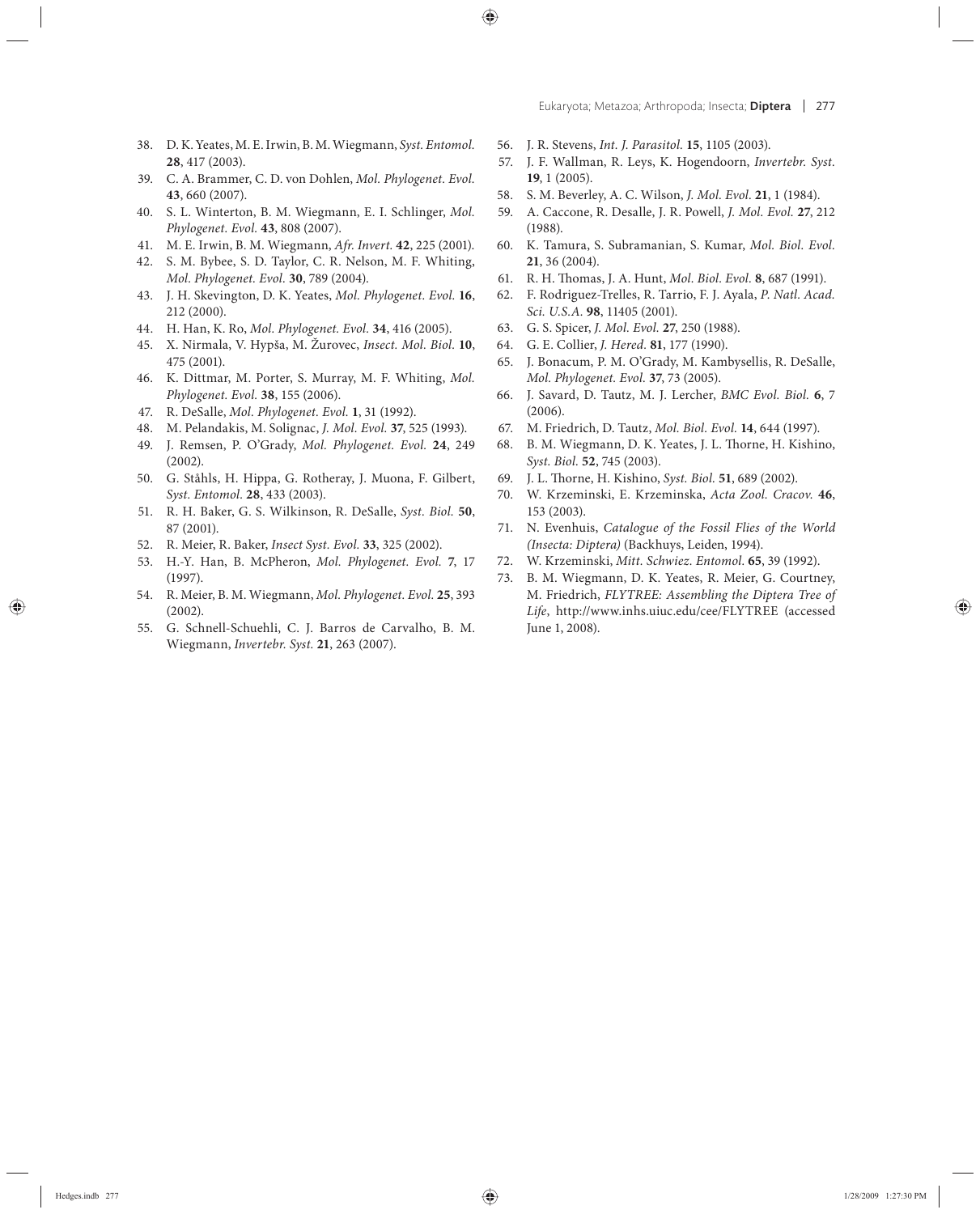38. D. K. Yeates, M. E. Irwin, B. M. Wiegmann, *Syst. Entomol.* **28**, 417 (2003).
39. C. A. Brammer, C. D. von Dohlen, *Mol. Phylogenet. Evol.* **43**, 660 (2007).
40. S. L. Winterton, B. M. Wiegmann, E. I. Schlinger, *Mol. Phylogenet. Evol.* **43**, 808 (2007).
41. M. E. Irwin, B. M. Wiegmann, *Afr. Invert.* **42**, 225 (2001).
42. S. M. Bybee, S. D. Taylor, C. R. Nelson, M. F. Whiting, *Mol. Phylogenet. Evol.* **30**, 789 (2004).
43. J. H. Skevington, D. K. Yeates, *Mol. Phylogenet. Evol.* **16**, 212 (2000).
44. H. Han, K. Ro, *Mol. Phylogenet. Evol.* **34**, 416 (2005).
45. X. Nirmala, V. Hypša, M. Žurovec, *Insect. Mol. Biol.* **10**, 475 (2001).
46. K. Dittmar, M. Porter, S. Murray, M. F. Whiting, *Mol. Phylogenet. Evol.* **38**, 155 (2006).
47. R. DeSalle, *Mol. Phylogenet. Evol.* **1**, 31 (1992).
48. M. Pelandakis, M. Solignac, *J. Mol. Evol.* **37**, 525 (1993).
49. J. Remsen, P. O'Grady, *Mol. Phylogenet. Evol.* **24**, 249 (2002).
50. G. Ståhls, H. Hippa, G. Rotheray, J. Muona, F. Gilbert, *Syst. Entomol.* **28**, 433 (2003).
51. R. H. Baker, G. S. Wilkinson, R. DeSalle, *Syst. Biol.* **50**, 87 (2001).
52. R. Meier, R. Baker, *Insect Syst. Evol.* **33**, 325 (2002).
53. H.-Y. Han, B. McPheron, *Mol. Phylogenet. Evol.* **7**, 17 (1997).
54. R. Meier, B. M. Wiegmann, *Mol. Phylogenet. Evol.* **25**, 393 (2002).
55. G. Schnell-Schuehli, C. J. Barros de Carvalho, B. M. Wiegmann, *Invertebr. Syst.* **21**, 263 (2007).
56. J. R. Stevens, *Int. J. Parasitol.* **15**, 1105 (2003).
57. J. F. Wallman, R. Leys, K. Hogendoorn, *Invertebr. Syst.* **19**, 1 (2005).
58. S. M. Beverley, A. C. Wilson, *J. Mol. Evol.* **21**, 1 (1984).
59. A. Caccone, R. Desalle, J. R. Powell, *J. Mol. Evol.* **27**, 212 (1988).
60. K. Tamura, S. Subramanian, S. Kumar, *Mol. Biol. Evol.* **21**, 36 (2004).
61. R. H. Thomas, J. A. Hunt, *Mol. Biol. Evol.* **8**, 687 (1991).
62. F. Rodriguez-Trelles, R. Tarrio, F. J. Ayala, *P. Natl. Acad. Sci. U.S.A.* **98**, 11405 (2001).
63. G. S. Spicer, *J. Mol. Evol.* **27**, 250 (1988).
64. G. E. Collier, *J. Hered.* **81**, 177 (1990).
65. J. Bonacum, P. M. O'Grady, M. Kambysellis, R. DeSalle, *Mol. Phylogenet. Evol.* **37**, 73 (2005).
66. J. Savard, D. Tautz, M. J. Lercher, *BMC Evol. Biol.* **6**, 7 (2006).
67. M. Friedrich, D. Tautz, *Mol. Biol. Evol.* **14**, 644 (1997).
68. B. M. Wiegmann, D. K. Yeates, J. L. Thorne, H. Kishino, *Syst. Biol.* **52**, 745 (2003).
69. J. L. Thorne, H. Kishino, *Syst. Biol.* **51**, 689 (2002).
70. W. Krzeminski, E. Krzeminska, *Acta Zool. Cracov.* **46**, 153 (2003).
71. N. Evenhuis, *Catalogue of the Fossil Flies of the World (Insecta: Diptera)* (Backhuys, Leiden, 1994).
72. W. Krzeminski, *Mitt. Schwiez. Entomol.* **65**, 39 (1992).
73. B. M. Wiegmann, D. K. Yeates, R. Meier, G. Courtney, M. Friedrich, *FLYTREE: Assembling the Diptera Tree of Life*, http://www.inhs.uiuc.edu/cee/FLYTREE (accessed June 1, 2008).